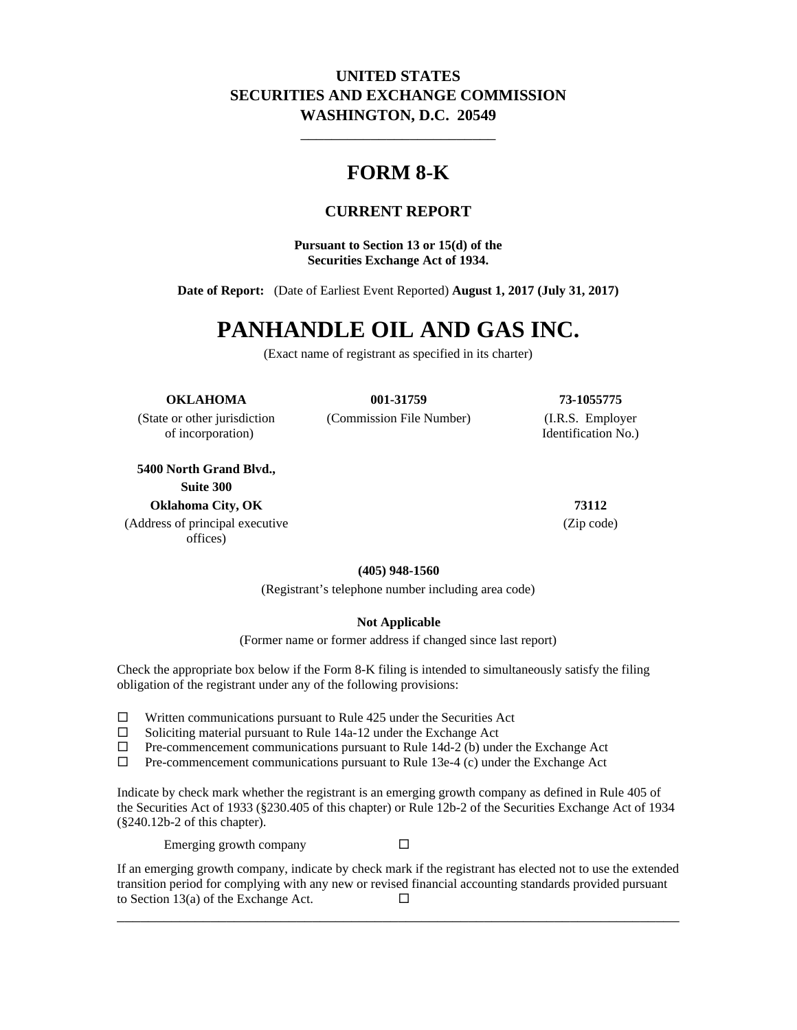**UNITED STATES**
**SECURITIES AND EXCHANGE COMMISSION**
**WASHINGTON, D.C. 20549**

---

# FORM 8-K

## CURRENT REPORT

**Pursuant to Section 13 or 15(d) of the Securities Exchange Act of 1934.**

**Date of Report:** (Date of Earliest Event Reported) **August 1, 2017 (July 31, 2017)**

# PANHANDLE OIL AND GAS INC.

(Exact name of registrant as specified in its charter)

| **OKLAHOMA** | **001-31759** | **73-1055775** |
|---|---|---|
| (State or other jurisdiction of incorporation) | (Commission File Number) | (I.R.S. Employer Identification No.) |

| **5400 North Grand Blvd., Suite 300 Oklahoma City, OK** | **73112** |
|---|---|
| (Address of principal executive offices) | (Zip code) |

**(405) 948-1560**

(Registrant's telephone number including area code)

**Not Applicable**

(Former name or former address if changed since last report)

Check the appropriate box below if the Form 8-K filing is intended to simultaneously satisfy the filing obligation of the registrant under any of the following provisions:

☐ Written communications pursuant to Rule 425 under the Securities Act
☐ Soliciting material pursuant to Rule 14a-12 under the Exchange Act
☐ Pre-commencement communications pursuant to Rule 14d-2 (b) under the Exchange Act
☐ Pre-commencement communications pursuant to Rule 13e-4 (c) under the Exchange Act

Indicate by check mark whether the registrant is an emerging growth company as defined in Rule 405 of the Securities Act of 1933 (§230.405 of this chapter) or Rule 12b-2 of the Securities Exchange Act of 1934 (§240.12b-2 of this chapter).

Emerging growth company ☐

If an emerging growth company, indicate by check mark if the registrant has elected not to use the extended transition period for complying with any new or revised financial accounting standards provided pursuant to Section 13(a) of the Exchange Act. ☐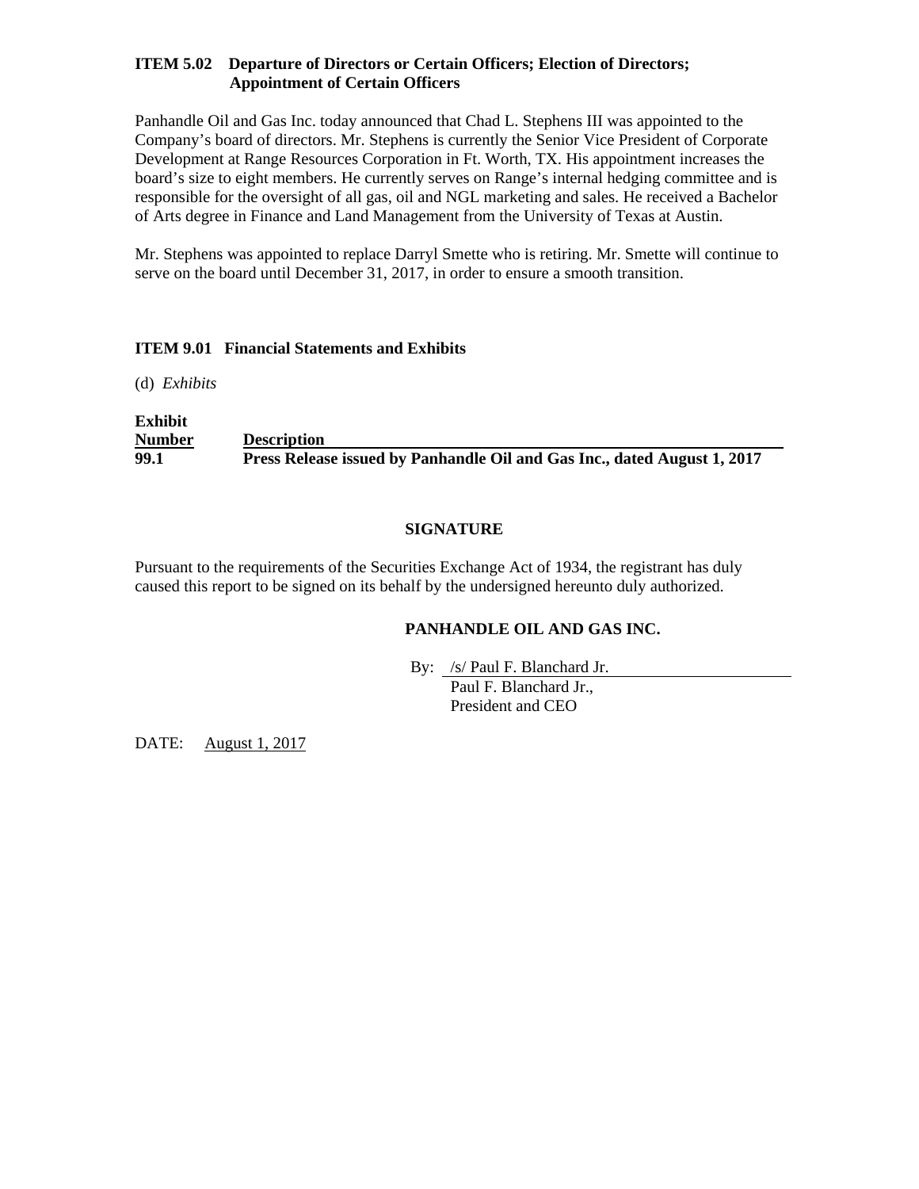**ITEM 5.02 Departure of Directors or Certain Officers; Election of Directors; Appointment of Certain Officers**

Panhandle Oil and Gas Inc. today announced that Chad L. Stephens III was appointed to the Company's board of directors. Mr. Stephens is currently the Senior Vice President of Corporate Development at Range Resources Corporation in Ft. Worth, TX. His appointment increases the board's size to eight members. He currently serves on Range's internal hedging committee and is responsible for the oversight of all gas, oil and NGL marketing and sales. He received a Bachelor of Arts degree in Finance and Land Management from the University of Texas at Austin.

Mr. Stephens was appointed to replace Darryl Smette who is retiring. Mr. Smette will continue to serve on the board until December 31, 2017, in order to ensure a smooth transition.

**ITEM 9.01 Financial Statements and Exhibits**

(d) *Exhibits*

| Exhibit Number | Description |
|---|---|
| **99.1** | **Press Release issued by Panhandle Oil and Gas Inc., dated August 1, 2017** |

**SIGNATURE**

Pursuant to the requirements of the Securities Exchange Act of 1934, the registrant has duly caused this report to be signed on its behalf by the undersigned hereunto duly authorized.

**PANHANDLE OIL AND GAS INC.**

By: /s/ Paul F. Blanchard Jr.
Paul F. Blanchard Jr.,
President and CEO

DATE: August 1, 2017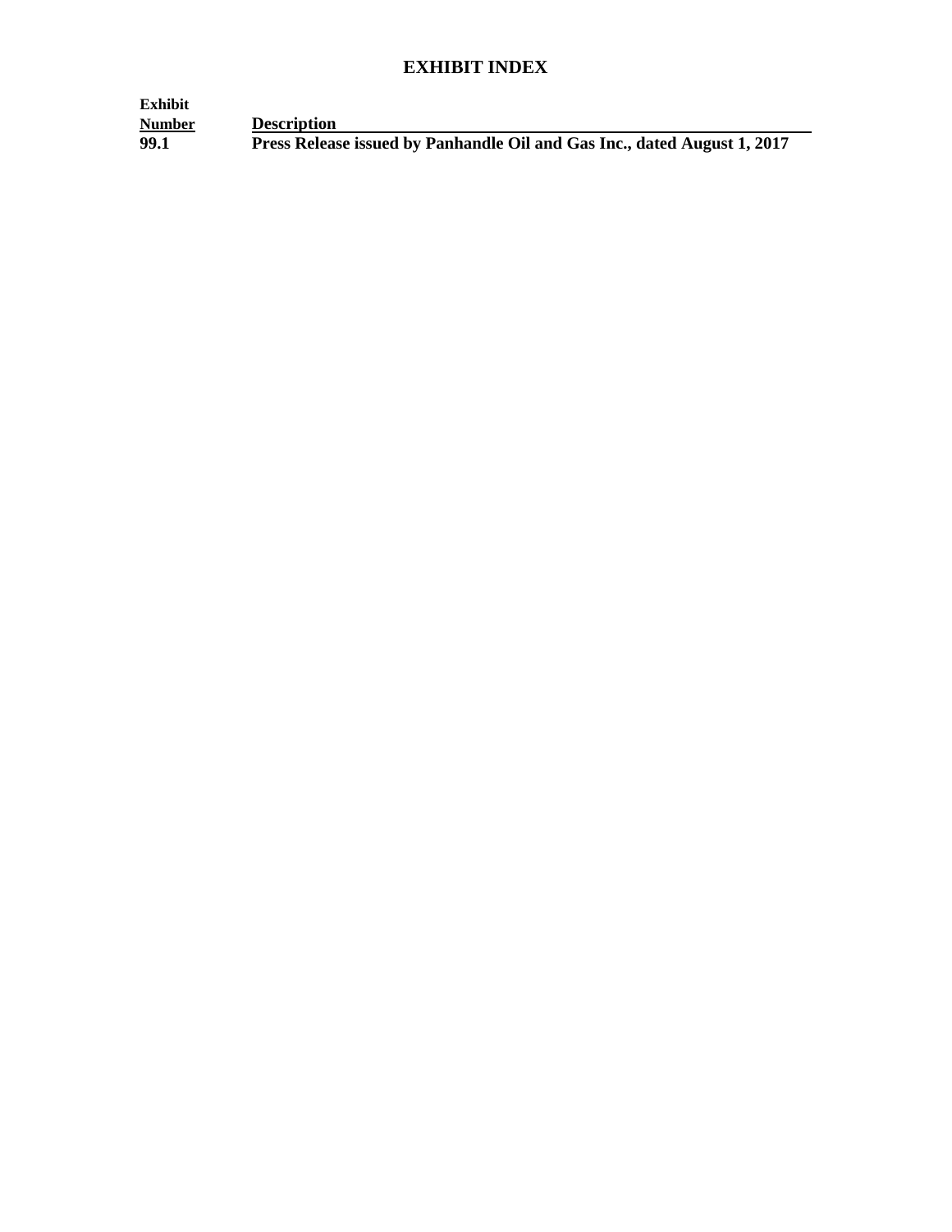# EXHIBIT INDEX

| Exhibit Number | Description |
|---|---|
| 99.1 | Press Release issued by Panhandle Oil and Gas Inc., dated August 1, 2017 |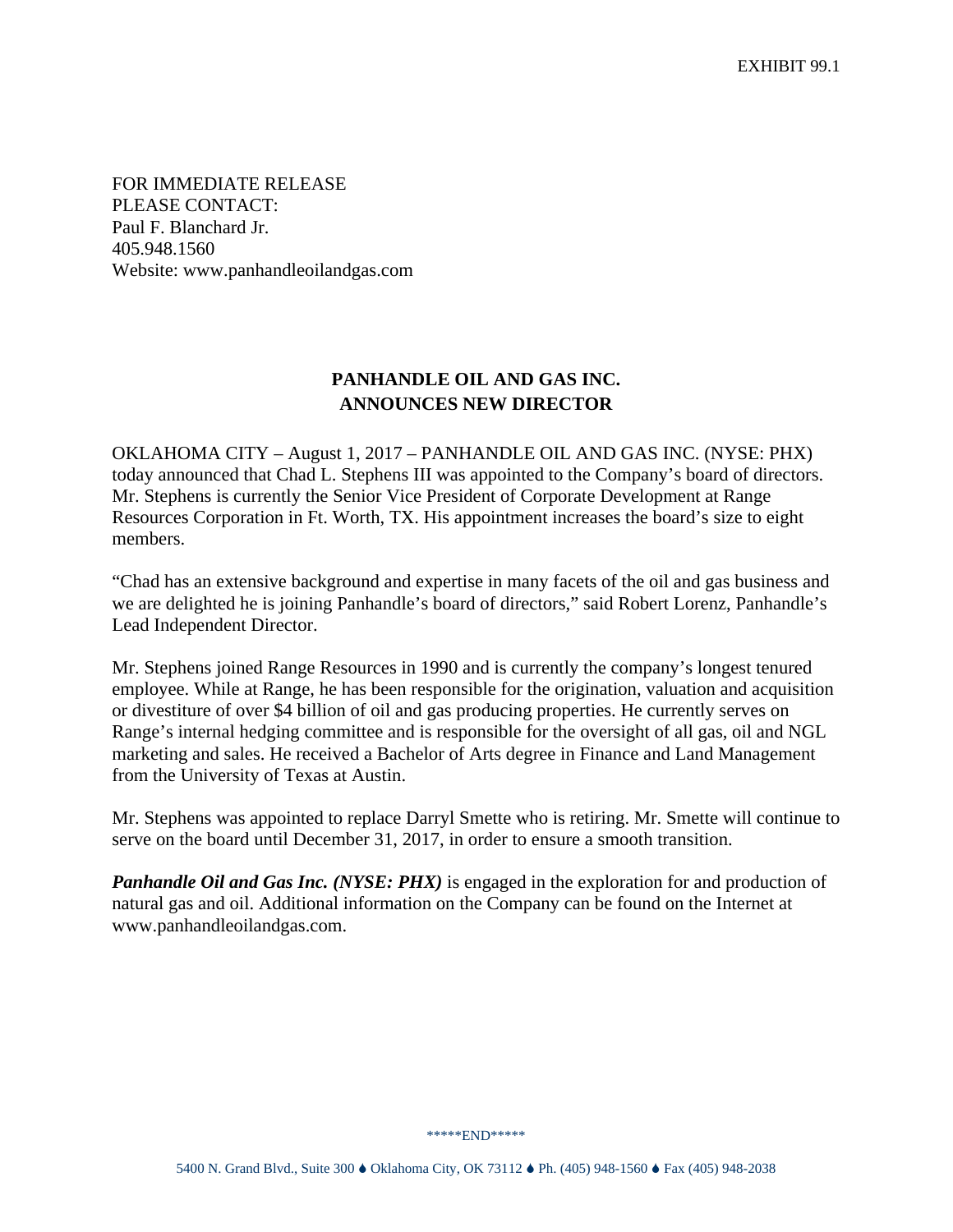EXHIBIT 99.1

FOR IMMEDIATE RELEASE
PLEASE CONTACT:
Paul F. Blanchard Jr.
405.948.1560
Website: www.panhandleoilandgas.com

**PANHANDLE OIL AND GAS INC.**
**ANNOUNCES NEW DIRECTOR**

OKLAHOMA CITY – August 1, 2017 – PANHANDLE OIL AND GAS INC. (NYSE: PHX) today announced that Chad L. Stephens III was appointed to the Company's board of directors. Mr. Stephens is currently the Senior Vice President of Corporate Development at Range Resources Corporation in Ft. Worth, TX. His appointment increases the board's size to eight members.

"Chad has an extensive background and expertise in many facets of the oil and gas business and we are delighted he is joining Panhandle's board of directors," said Robert Lorenz, Panhandle's Lead Independent Director.

Mr. Stephens joined Range Resources in 1990 and is currently the company's longest tenured employee. While at Range, he has been responsible for the origination, valuation and acquisition or divestiture of over $4 billion of oil and gas producing properties. He currently serves on Range's internal hedging committee and is responsible for the oversight of all gas, oil and NGL marketing and sales. He received a Bachelor of Arts degree in Finance and Land Management from the University of Texas at Austin.

Mr. Stephens was appointed to replace Darryl Smette who is retiring. Mr. Smette will continue to serve on the board until December 31, 2017, in order to ensure a smooth transition.

***Panhandle Oil and Gas Inc. (NYSE: PHX)*** is engaged in the exploration for and production of natural gas and oil. Additional information on the Company can be found on the Internet at www.panhandleoilandgas.com.

*****END*****

5400 N. Grand Blvd., Suite 300 ♦ Oklahoma City, OK 73112 ♦ Ph. (405) 948-1560 ♦ Fax (405) 948-2038